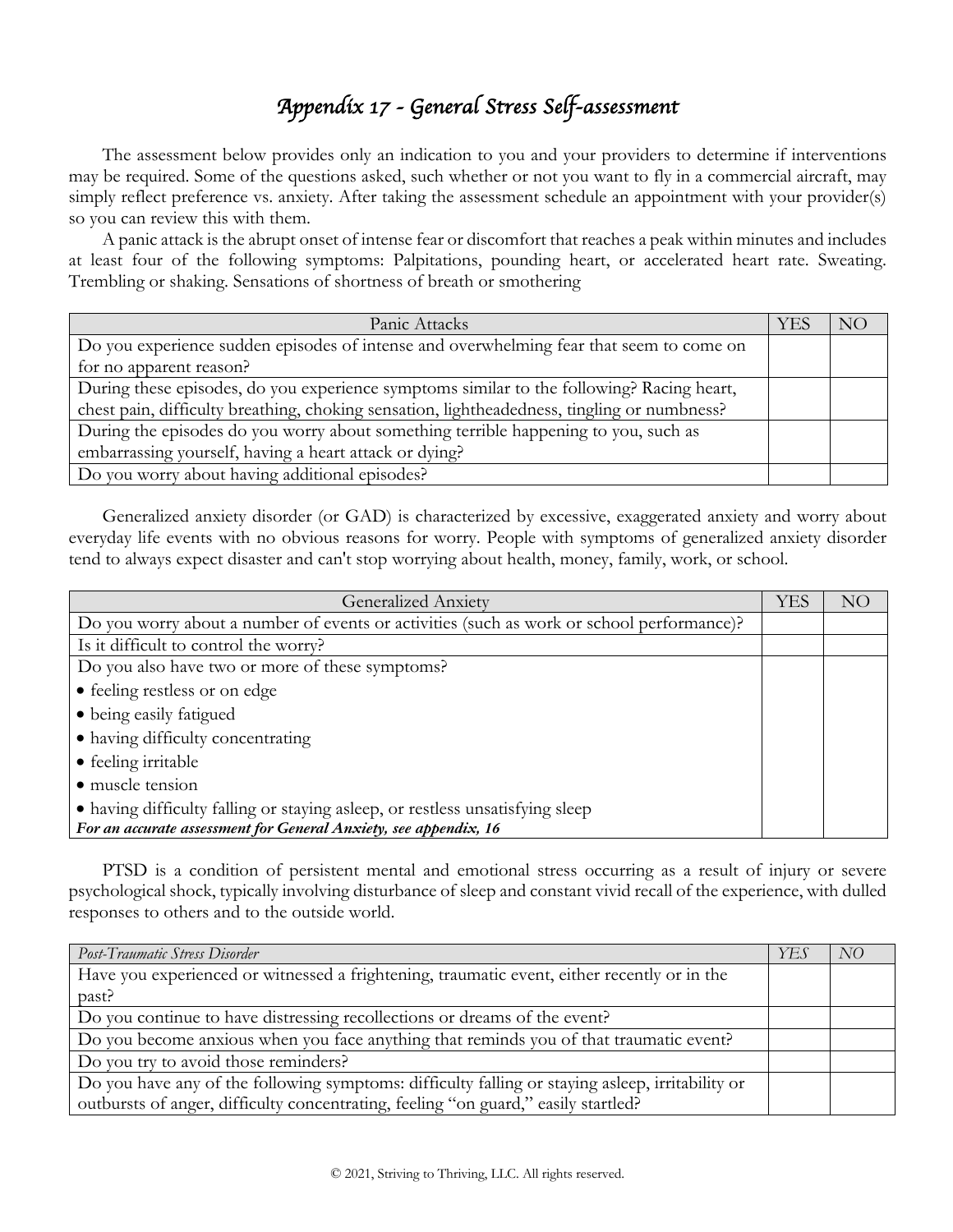# *Appendix 17 - General Stress Self-assessment*

The assessment below provides only an indication to you and your providers to determine if interventions may be required. Some of the questions asked, such whether or not you want to fly in a commercial aircraft, may simply reflect preference vs. anxiety. After taking the assessment schedule an appointment with your provider(s) so you can review this with them.

A panic attack is the abrupt onset of intense fear or discomfort that reaches a peak within minutes and includes at least four of the following symptoms: Palpitations, pounding heart, or accelerated heart rate. Sweating. Trembling or shaking. Sensations of shortness of breath or smothering

| Panic Attacks | YES | NO |
|---|---|---|
| Do you experience sudden episodes of intense and overwhelming fear that seem to come on for no apparent reason? | | |
| During these episodes, do you experience symptoms similar to the following? Racing heart, chest pain, difficulty breathing, choking sensation, lightheadedness, tingling or numbness? | | |
| During the episodes do you worry about something terrible happening to you, such as embarrassing yourself, having a heart attack or dying? | | |
| Do you worry about having additional episodes? | | |

Generalized anxiety disorder (or GAD) is characterized by excessive, exaggerated anxiety and worry about everyday life events with no obvious reasons for worry. People with symptoms of generalized anxiety disorder tend to always expect disaster and can't stop worrying about health, money, family, work, or school.

| Generalized Anxiety | YES | NO |
|---|---|---|
| Do you worry about a number of events or activities (such as work or school performance)? | | |
| Is it difficult to control the worry? | | |
| Do you also have two or more of these symptoms?<br>• feeling restless or on edge<br>• being easily fatigued<br>• having difficulty concentrating<br>• feeling irritable<br>• muscle tension<br>• having difficulty falling or staying asleep, or restless unsatisfying sleep<br>***For an accurate assessment for General Anxiety, see appendix, 16*** | | |

PTSD is a condition of persistent mental and emotional stress occurring as a result of injury or severe psychological shock, typically involving disturbance of sleep and constant vivid recall of the experience, with dulled responses to others and to the outside world.

| *Post-Traumatic Stress Disorder* | *YES* | *NO* |
|---|---|---|
| Have you experienced or witnessed a frightening, traumatic event, either recently or in the past? | | |
| Do you continue to have distressing recollections or dreams of the event? | | |
| Do you become anxious when you face anything that reminds you of that traumatic event? | | |
| Do you try to avoid those reminders? | | |
| Do you have any of the following symptoms: difficulty falling or staying asleep, irritability or outbursts of anger, difficulty concentrating, feeling "on guard," easily startled? | | |

© 2021, Striving to Thriving, LLC. All rights reserved.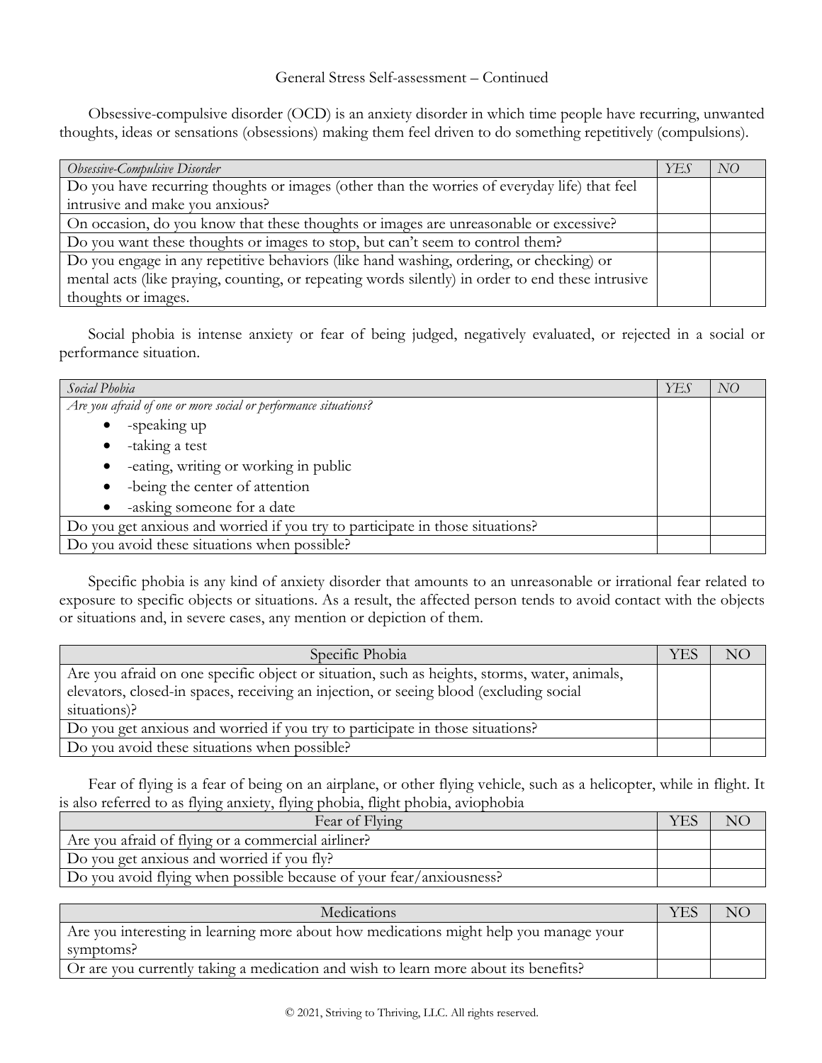General Stress Self-assessment – Continued

Obsessive-compulsive disorder (OCD) is an anxiety disorder in which time people have recurring, unwanted thoughts, ideas or sensations (obsessions) making them feel driven to do something repetitively (compulsions).

| *Obsessive-Compulsive Disorder* | *YES* | *NO* |
|---|---|---|
| Do you have recurring thoughts or images (other than the worries of everyday life) that feel intrusive and make you anxious? | | |
| On occasion, do you know that these thoughts or images are unreasonable or excessive? | | |
| Do you want these thoughts or images to stop, but can't seem to control them? | | |
| Do you engage in any repetitive behaviors (like hand washing, ordering, or checking) or mental acts (like praying, counting, or repeating words silently) in order to end these intrusive thoughts or images. | | |

Social phobia is intense anxiety or fear of being judged, negatively evaluated, or rejected in a social or performance situation.

| *Social Phobia* | *YES* | *NO* |
|---|---|---|
| *Are you afraid of one or more social or performance situations?* <br> • -speaking up <br> • -taking a test <br> • -eating, writing or working in public <br> • -being the center of attention <br> • -asking someone for a date | | |
| Do you get anxious and worried if you try to participate in those situations? | | |
| Do you avoid these situations when possible? | | |

Specific phobia is any kind of anxiety disorder that amounts to an unreasonable or irrational fear related to exposure to specific objects or situations. As a result, the affected person tends to avoid contact with the objects or situations and, in severe cases, any mention or depiction of them.

| Specific Phobia | YES | NO |
|---|---|---|
| Are you afraid on one specific object or situation, such as heights, storms, water, animals, elevators, closed-in spaces, receiving an injection, or seeing blood (excluding social situations)? | | |
| Do you get anxious and worried if you try to participate in those situations? | | |
| Do you avoid these situations when possible? | | |

Fear of flying is a fear of being on an airplane, or other flying vehicle, such as a helicopter, while in flight. It is also referred to as flying anxiety, flying phobia, flight phobia, aviophobia

| Fear of Flying | YES | NO |
|---|---|---|
| Are you afraid of flying or a commercial airliner? | | |
| Do you get anxious and worried if you fly? | | |
| Do you avoid flying when possible because of your fear/anxiousness? | | |

| Medications | YES | NO |
|---|---|---|
| Are you interesting in learning more about how medications might help you manage your symptoms? | | |
| Or are you currently taking a medication and wish to learn more about its benefits? | | |

© 2021, Striving to Thriving, LLC. All rights reserved.